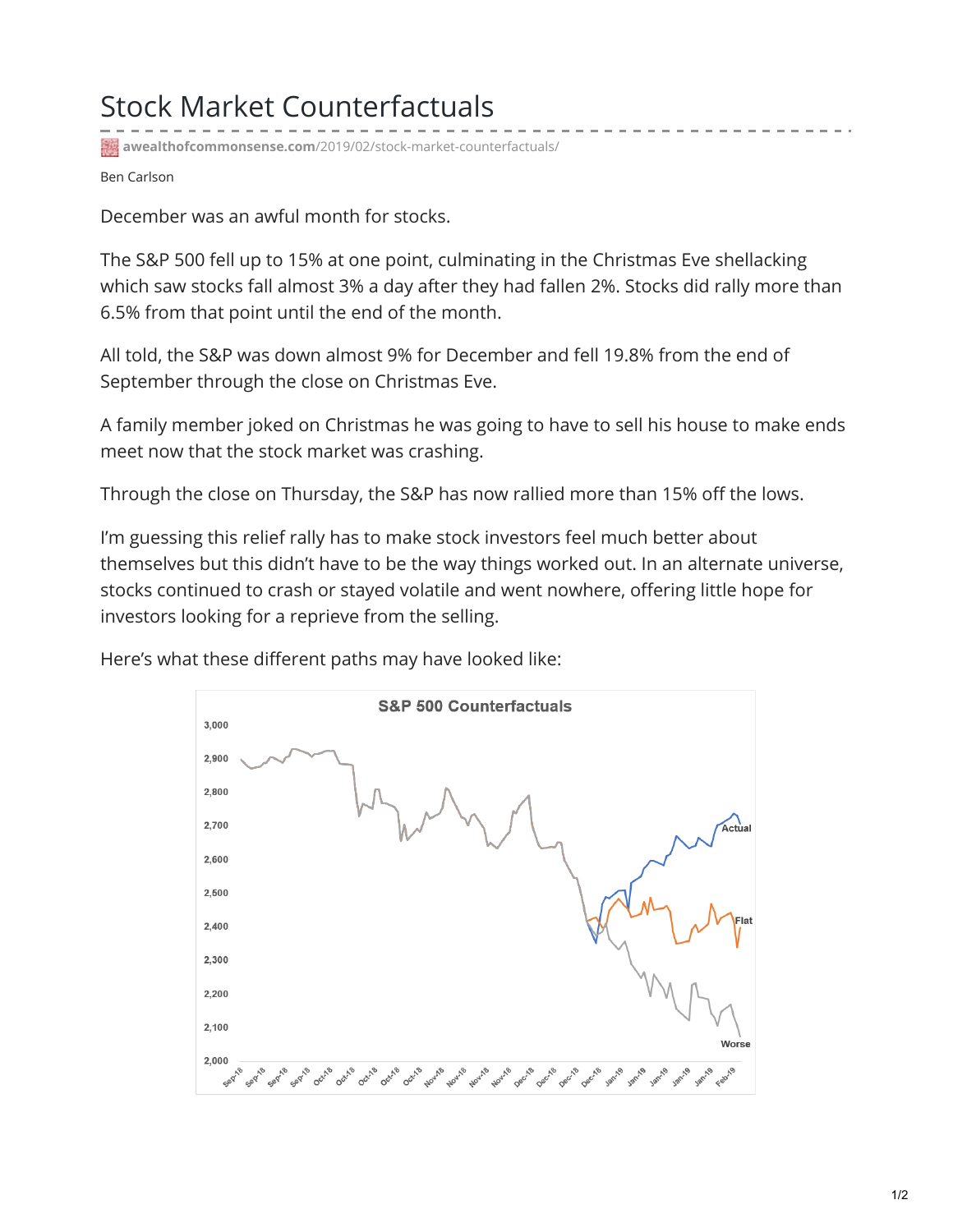# Stock Market Counterfactuals

awealthofcommonsense.com/2019/02/stock-market-counterfactuals/

Ben Carlson

December was an awful month for stocks.

The S&P 500 fell up to 15% at one point, culminating in the Christmas Eve shellacking which saw stocks fall almost 3% a day after they had fallen 2%. Stocks did rally more than 6.5% from that point until the end of the month.

All told, the S&P was down almost 9% for December and fell 19.8% from the end of September through the close on Christmas Eve.

A family member joked on Christmas he was going to have to sell his house to make ends meet now that the stock market was crashing.

Through the close on Thursday, the S&P has now rallied more than 15% off the lows.

I'm guessing this relief rally has to make stock investors feel much better about themselves but this didn't have to be the way things worked out. In an alternate universe, stocks continued to crash or stayed volatile and went nowhere, offering little hope for investors looking for a reprieve from the selling.

Here's what these different paths may have looked like: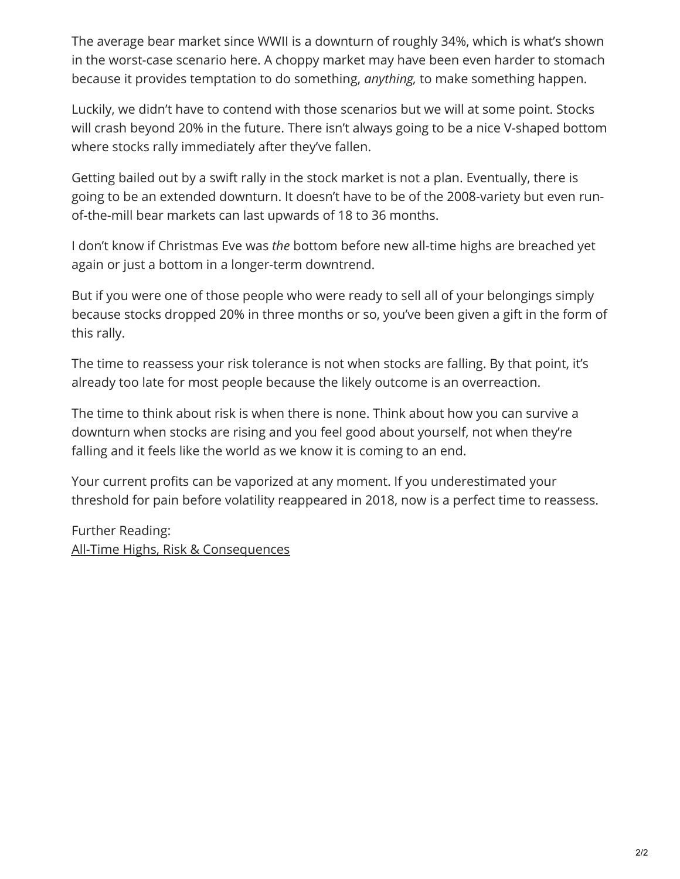The average bear market since WWII is a downturn of roughly 34%, which is what's shown in the worst-case scenario here. A choppy market may have been even harder to stomach because it provides temptation to do something, *anything,* to make something happen.

Luckily, we didn't have to contend with those scenarios but we will at some point. Stocks will crash beyond 20% in the future. There isn't always going to be a nice V-shaped bottom where stocks rally immediately after they've fallen.

Getting bailed out by a swift rally in the stock market is not a plan. Eventually, there is going to be an extended downturn. It doesn't have to be of the 2008-variety but even run-of-the-mill bear markets can last upwards of 18 to 36 months.

I don't know if Christmas Eve was *the* bottom before new all-time highs are breached yet again or just a bottom in a longer-term downtrend.

But if you were one of those people who were ready to sell all of your belongings simply because stocks dropped 20% in three months or so, you've been given a gift in the form of this rally.

The time to reassess your risk tolerance is not when stocks are falling. By that point, it's already too late for most people because the likely outcome is an overreaction.

The time to think about risk is when there is none. Think about how you can survive a downturn when stocks are rising and you feel good about yourself, not when they're falling and it feels like the world as we know it is coming to an end.

Your current profits can be vaporized at any moment. If you underestimated your threshold for pain before volatility reappeared in 2018, now is a perfect time to reassess.

Further Reading:
All-Time Highs, Risk & Consequences